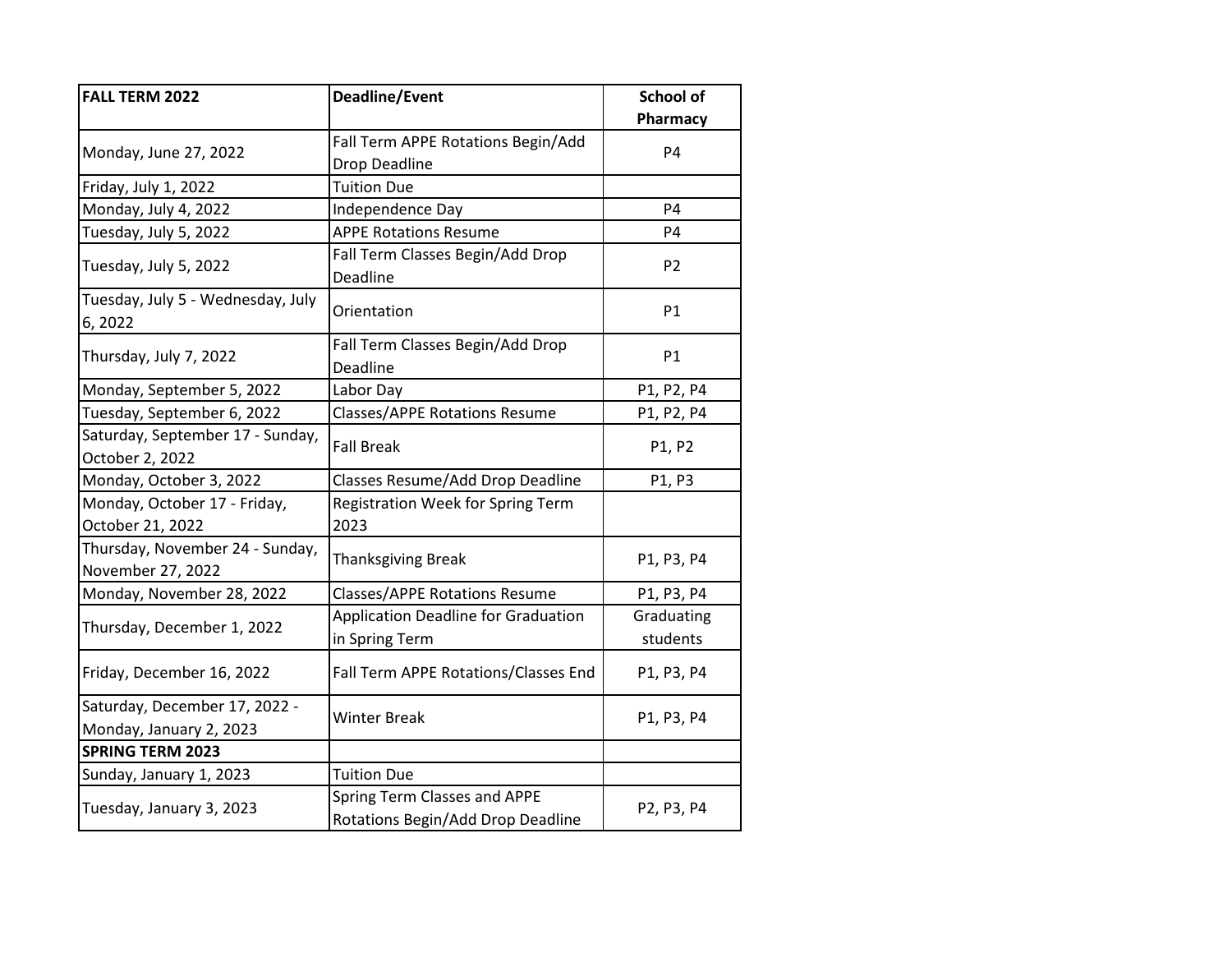| FALL TERM 2022 | Deadline/Event | School of Pharmacy |
|---|---|---|
| Monday, June 27, 2022 | Fall Term APPE Rotations Begin/Add Drop Deadline | P4 |
| Friday, July 1, 2022 | Tuition Due | |
| Monday, July 4, 2022 | Independence Day | P4 |
| Tuesday, July 5, 2022 | APPE Rotations Resume | P4 |
| Tuesday, July 5, 2022 | Fall Term Classes Begin/Add Drop Deadline | P2 |
| Tuesday, July 5 - Wednesday, July 6, 2022 | Orientation | P1 |
| Thursday, July 7, 2022 | Fall Term Classes Begin/Add Drop Deadline | P1 |
| Monday, September 5, 2022 | Labor Day | P1, P2, P4 |
| Tuesday, September 6, 2022 | Classes/APPE Rotations Resume | P1, P2, P4 |
| Saturday, September 17 - Sunday, October 2, 2022 | Fall Break | P1, P2 |
| Monday, October 3, 2022 | Classes Resume/Add Drop Deadline | P1, P3 |
| Monday, October 17 - Friday, October 21, 2022 | Registration Week for Spring Term 2023 | |
| Thursday, November 24 - Sunday, November 27, 2022 | Thanksgiving Break | P1, P3, P4 |
| Monday, November 28, 2022 | Classes/APPE Rotations Resume | P1, P3, P4 |
| Thursday, December 1, 2022 | Application Deadline for Graduation in Spring Term | Graduating students |
| Friday, December 16, 2022 | Fall Term APPE Rotations/Classes End | P1, P3, P4 |
| Saturday, December 17, 2022 - Monday, January 2, 2023 | Winter Break | P1, P3, P4 |
| **SPRING TERM 2023** | | |
| Sunday, January 1, 2023 | Tuition Due | |
| Tuesday, January 3, 2023 | Spring Term Classes and APPE Rotations Begin/Add Drop Deadline | P2, P3, P4 |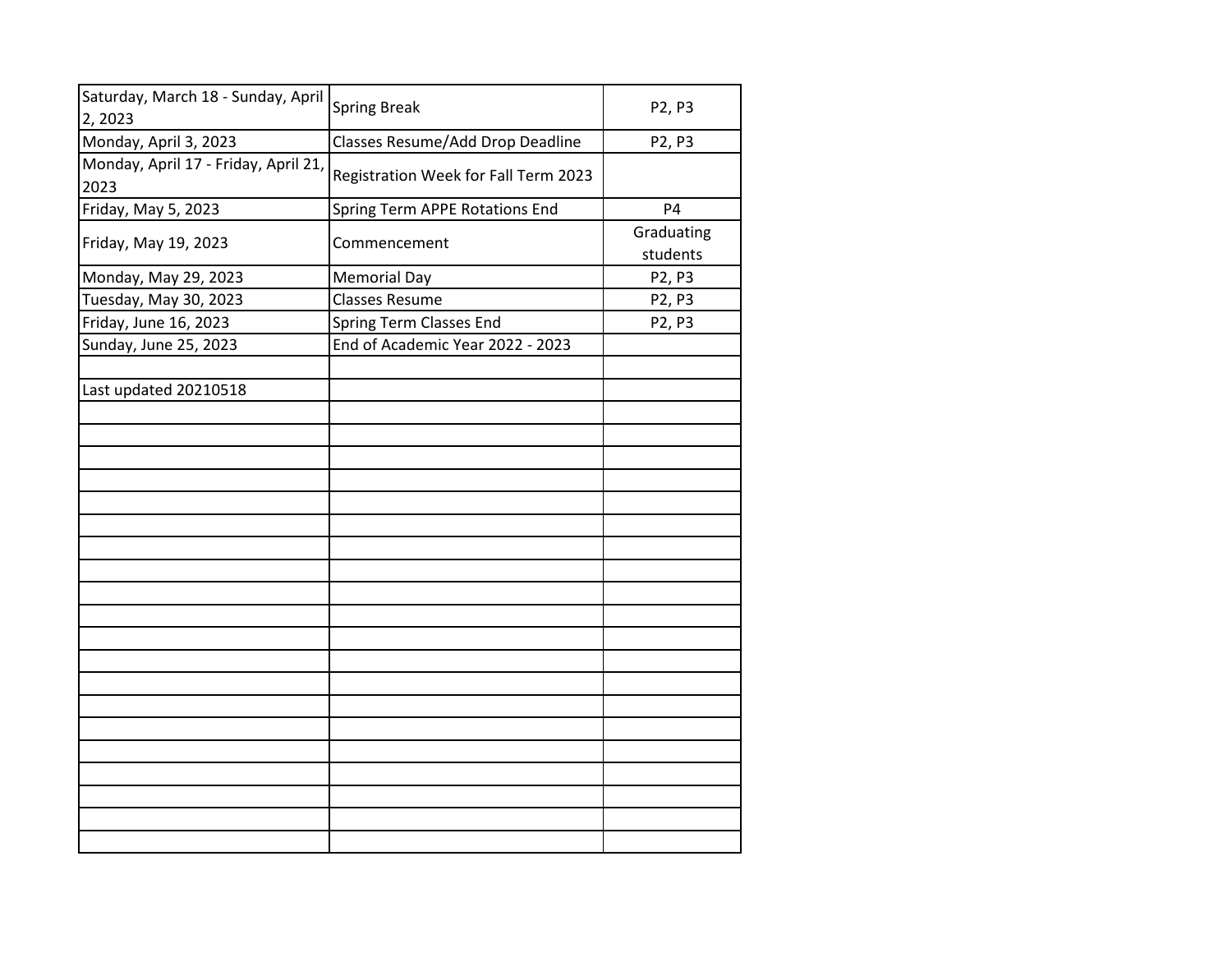| | | |
|---|---|---|
| Saturday, March 18 - Sunday, April 2, 2023 | Spring Break | P2, P3 |
| Monday, April 3, 2023 | Classes Resume/Add Drop Deadline | P2, P3 |
| Monday, April 17 - Friday, April 21, 2023 | Registration Week for Fall Term 2023 | |
| Friday, May 5, 2023 | Spring Term APPE Rotations End | P4 |
| Friday, May 19, 2023 | Commencement | Graduating students |
| Monday, May 29, 2023 | Memorial Day | P2, P3 |
| Tuesday, May 30, 2023 | Classes Resume | P2, P3 |
| Friday, June 16, 2023 | Spring Term Classes End | P2, P3 |
| Sunday, June 25, 2023 | End of Academic Year 2022 - 2023 | |
| | | |
| Last updated 20210518 | | |